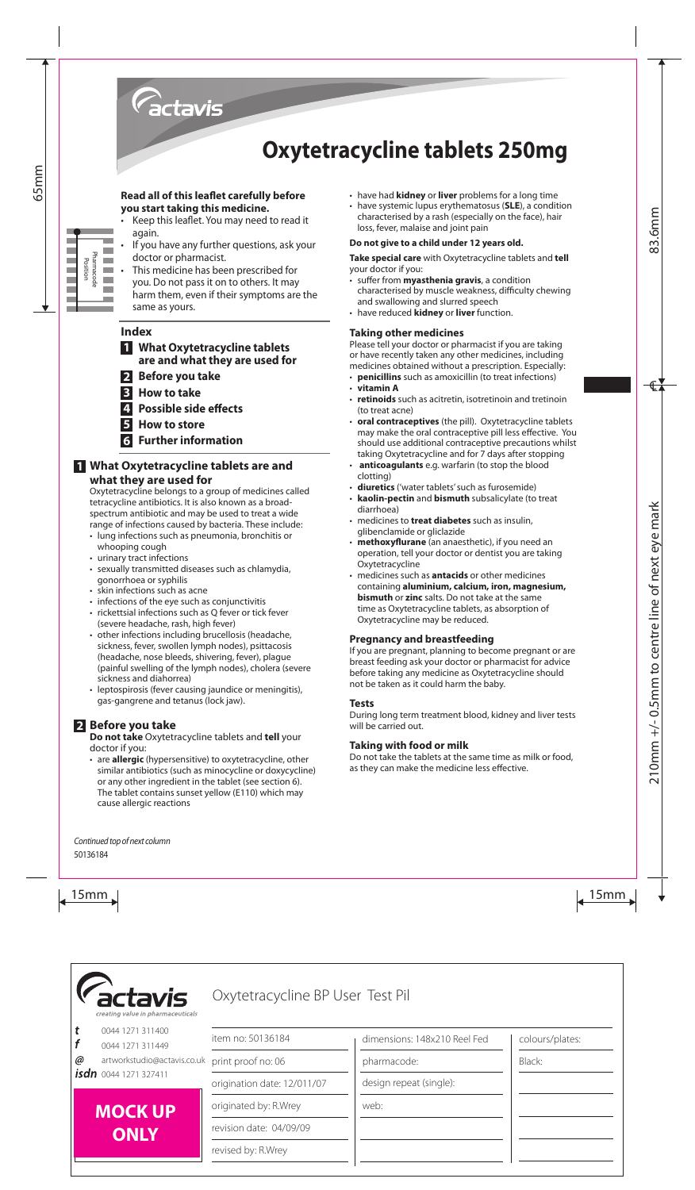actavis

# Oxytetracycline tablets 250mg

**Read all of this leaflet carefully before you start taking this medicine.**

- Keep this leaflet. You may need to read it again.
- If you have any further questions, ask your doctor or pharmacist.
- This medicine has been prescribed for you. Do not pass it on to others. It may harm them, even if their symptoms are the same as yours.

## Index

1. **What Oxytetracycline tablets are and what they are used for**
2. **Before you take**
3. **How to take**
4. **Possible side effects**
5. **How to store**
6. **Further information**

## 1 What Oxytetracycline tablets are and what they are used for

Oxytetracycline belongs to a group of medicines called tetracycline antibiotics. It is also known as a broad-spectrum antibiotic and may be used to treat a wide range of infections caused by bacteria. These include:

- lung infections such as pneumonia, bronchitis or whooping cough
- urinary tract infections
- sexually transmitted diseases such as chlamydia, gonorrhoea or syphilis
- skin infections such as acne
- infections of the eye such as conjunctivitis
- rickettsial infections such as Q fever or tick fever (severe headache, rash, high fever)
- other infections including brucellosis (headache, sickness, fever, swollen lymph nodes), psittacosis (headache, nose bleeds, shivering, fever), plague (painful swelling of the lymph nodes), cholera (severe sickness and diahorrea)
- leptospirosis (fever causing jaundice or meningitis), gas-gangrene and tetanus (lock jaw).

## 2 Before you take

**Do not take** Oxytetracycline tablets and **tell** your doctor if you:

- are **allergic** (hypersensitive) to oxytetracycline, other similar antibiotics (such as minocycline or doxycycline) or any other ingredient in the tablet (see section 6). The tablet contains sunset yellow (E110) which may cause allergic reactions
- have had **kidney** or **liver** problems for a long time
- have systemic lupus erythematosus (**SLE**), a condition characterised by a rash (especially on the face), hair loss, fever, malaise and joint pain

**Do not give to a child under 12 years old.**

**Take special care** with Oxytetracycline tablets and **tell** your doctor if you:

- suffer from **myasthenia gravis**, a condition characterised by muscle weakness, difficulty chewing and swallowing and slurred speech
- have reduced **kidney** or **liver** function.

### Taking other medicines

Please tell your doctor or pharmacist if you are taking or have recently taken any other medicines, including medicines obtained without a prescription. Especially:

- **penicillins** such as amoxicillin (to treat infections)
- **vitamin A**
- **retinoids** such as acitretin, isotretinoin and tretinoin (to treat acne)
- **oral contraceptives** (the pill). Oxytetracycline tablets may make the oral contraceptive pill less effective. You should use additional contraceptive precautions whilst taking Oxytetracycline and for 7 days after stopping
- **anticoagulants** e.g. warfarin (to stop the blood clotting)
- **diuretics** ('water tablets' such as furosemide)
- **kaolin-pectin** and **bismuth** subsalicylate (to treat diarrhoea)
- medicines to **treat diabetes** such as insulin, glibenclamide or gliclazide
- **methoxyflurane** (an anaesthetic), if you need an operation, tell your doctor or dentist you are taking Oxytetracycline
- medicines such as **antacids** or other medicines containing **aluminium, calcium, iron, magnesium, bismuth** or **zinc** salts. Do not take at the same time as Oxytetracycline tablets, as absorption of Oxytetracycline may be reduced.

### Pregnancy and breastfeeding

If you are pregnant, planning to become pregnant or are breast feeding ask your doctor or pharmacist for advice before taking any medicine as Oxytetracycline should not be taken as it could harm the baby.

### Tests

During long term treatment blood, kidney and liver tests will be carried out.

### Taking with food or milk

Do not take the tablets at the same time as milk or food, as they can make the medicine less effective.

*Continued top of next column*

50136184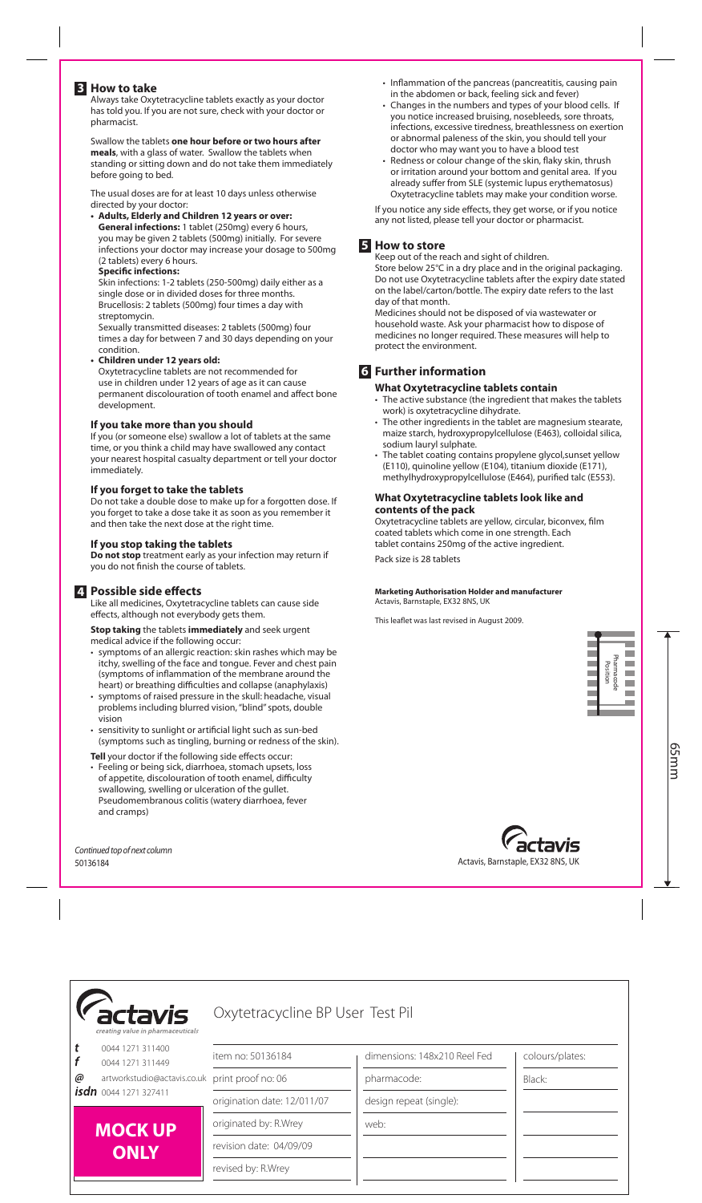## 3 How to take

Always take Oxytetracycline tablets exactly as your doctor has told you. If you are not sure, check with your doctor or pharmacist.

Swallow the tablets **one hour before or two hours after meals**, with a glass of water. Swallow the tablets when standing or sitting down and do not take them immediately before going to bed.

The usual doses are for at least 10 days unless otherwise directed by your doctor:

- **Adults, Elderly and Children 12 years or over:**
  **General infections:** 1 tablet (250mg) every 6 hours, you may be given 2 tablets (500mg) initially. For severe infections your doctor may increase your dosage to 500mg (2 tablets) every 6 hours.
  **Specific infections:**
  Skin infections: 1-2 tablets (250-500mg) daily either as a single dose or in divided doses for three months.
  Brucellosis: 2 tablets (500mg) four times a day with streptomycin.
  Sexually transmitted diseases: 2 tablets (500mg) four times a day for between 7 and 30 days depending on your condition.
- **Children under 12 years old:**
  Oxytetracycline tablets are not recommended for use in children under 12 years of age as it can cause permanent discolouration of tooth enamel and affect bone development.

### If you take more than you should

If you (or someone else) swallow a lot of tablets at the same time, or you think a child may have swallowed any contact your nearest hospital casualty department or tell your doctor immediately.

### If you forget to take the tablets

Do not take a double dose to make up for a forgotten dose. If you forget to take a dose take it as soon as you remember it and then take the next dose at the right time.

### If you stop taking the tablets

**Do not stop** treatment early as your infection may return if you do not finish the course of tablets.

## 4 Possible side effects

Like all medicines, Oxytetracycline tablets can cause side effects, although not everybody gets them.

**Stop taking** the tablets **immediately** and seek urgent medical advice if the following occur:

- symptoms of an allergic reaction: skin rashes which may be itchy, swelling of the face and tongue. Fever and chest pain (symptoms of inflammation of the membrane around the heart) or breathing difficulties and collapse (anaphylaxis)
- symptoms of raised pressure in the skull: headache, visual problems including blurred vision, "blind" spots, double vision
- sensitivity to sunlight or artificial light such as sun-bed (symptoms such as tingling, burning or redness of the skin).

**Tell** your doctor if the following side effects occur:

- Feeling or being sick, diarrhoea, stomach upsets, loss of appetite, discolouration of tooth enamel, difficulty swallowing, swelling or ulceration of the gullet. Pseudomembranous colitis (watery diarrhoea, fever and cramps)

*Continued top of next column*

- Inflammation of the pancreas (pancreatitis, causing pain in the abdomen or back, feeling sick and fever)
- Changes in the numbers and types of your blood cells. If you notice increased bruising, nosebleeds, sore throats, infections, excessive tiredness, breathlessness on exertion or abnormal paleness of the skin, you should tell your doctor who may want you to have a blood test
- Redness or colour change of the skin, flaky skin, thrush or irritation around your bottom and genital area. If you already suffer from SLE (systemic lupus erythematosus) Oxytetracycline tablets may make your condition worse.

If you notice any side effects, they get worse, or if you notice any not listed, please tell your doctor or pharmacist.

## 5 How to store

Keep out of the reach and sight of children.
Store below 25°C in a dry place and in the original packaging. Do not use Oxytetracycline tablets after the expiry date stated on the label/carton/bottle. The expiry date refers to the last day of that month.
Medicines should not be disposed of via wastewater or household waste. Ask your pharmacist how to dispose of medicines no longer required. These measures will help to protect the environment.

## 6 Further information

### What Oxytetracycline tablets contain

- The active substance (the ingredient that makes the tablets work) is oxytetracycline dihydrate.
- The other ingredients in the tablet are magnesium stearate, maize starch, hydroxypropylcellulose (E463), colloidal silica, sodium lauryl sulphate.
- The tablet coating contains propylene glycol,sunset yellow (E110), quinoline yellow (E104), titanium dioxide (E171), methylhydroxypropylcellulose (E464), purified talc (E553).

### What Oxytetracycline tablets look like and contents of the pack

Oxytetracycline tablets are yellow, circular, biconvex, film coated tablets which come in one strength. Each tablet contains 250mg of the active ingredient.

Pack size is 28 tablets

**Marketing Authorisation Holder and manufacturer**
Actavis, Barnstaple, EX32 8NS, UK

This leaflet was last revised in August 2009.

Pharmacode Position

50136184

actavis
Actavis, Barnstaple, EX32 8NS, UK

65mm

---

actavis
creating value in pharmaceuticals

t 0044 1271 311400
f 0044 1271 311449
@ artworkstudio@actavis.co.uk
isdn 0044 1271 327411

**MOCK UP ONLY**

Oxytetracycline BP User Test Pil

| | | |
|---|---|---|
| item no: 50136184 | dimensions: 148x210 Reel Fed | colours/plates: |
| print proof no: 06 | pharmacode: | Black: |
| origination date: 12/011/07 | design repeat (single): | |
| originated by: R.Wrey | web: | |
| revision date: 04/09/09 | | |
| revised by: R.Wrey | | |